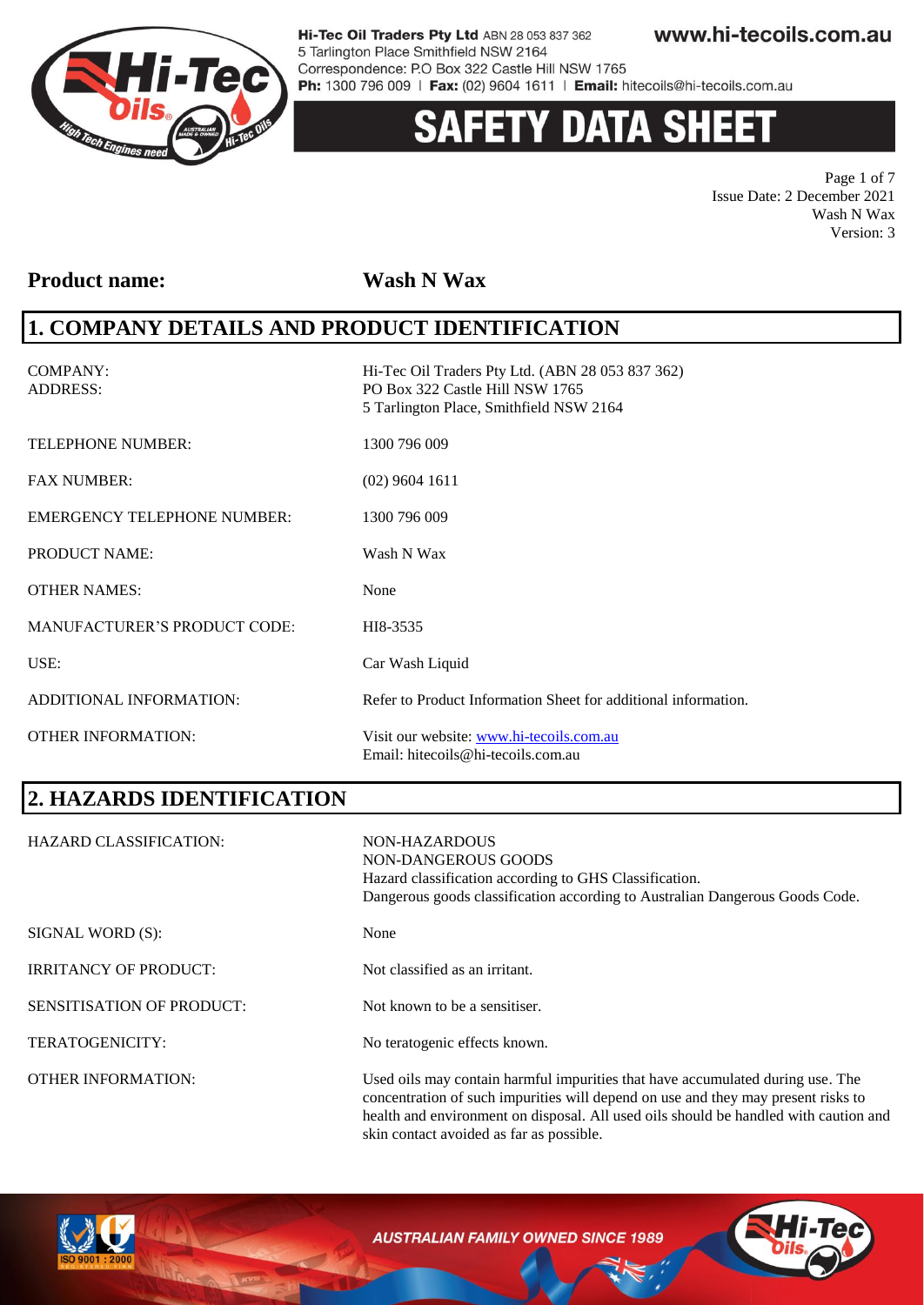# SAFETY DATA SHEET

Issue Date: 2 December 2021
Wash N Wax
Version: 3

**Product name:** **Wash N Wax**

## 1. COMPANY DETAILS AND PRODUCT IDENTIFICATION

| | |
|---|---|
| COMPANY: ADDRESS: | Hi-Tec Oil Traders Pty Ltd. (ABN 28 053 837 362) PO Box 322 Castle Hill NSW 1765 5 Tarlington Place, Smithfield NSW 2164 |
| TELEPHONE NUMBER: | 1300 796 009 |
| FAX NUMBER: | (02) 9604 1611 |
| EMERGENCY TELEPHONE NUMBER: | 1300 796 009 |
| PRODUCT NAME: | Wash N Wax |
| OTHER NAMES: | None |
| MANUFACTURER'S PRODUCT CODE: | HI8-3535 |
| USE: | Car Wash Liquid |
| ADDITIONAL INFORMATION: | Refer to Product Information Sheet for additional information. |
| OTHER INFORMATION: | Visit our website: www.hi-tecoils.com.au Email: hitecoils@hi-tecoils.com.au |

## 2. HAZARDS IDENTIFICATION

| | |
|---|---|
| HAZARD CLASSIFICATION: | NON-HAZARDOUS NON-DANGEROUS GOODS Hazard classification according to GHS Classification. Dangerous goods classification according to Australian Dangerous Goods Code. |
| SIGNAL WORD (S): | None |
| IRRITANCY OF PRODUCT: | Not classified as an irritant. |
| SENSITISATION OF PRODUCT: | Not known to be a sensitiser. |
| TERATOGENICITY: | No teratogenic effects known. |
| OTHER INFORMATION: | Used oils may contain harmful impurities that have accumulated during use. The concentration of such impurities will depend on use and they may present risks to health and environment on disposal. All used oils should be handled with caution and skin contact avoided as far as possible. |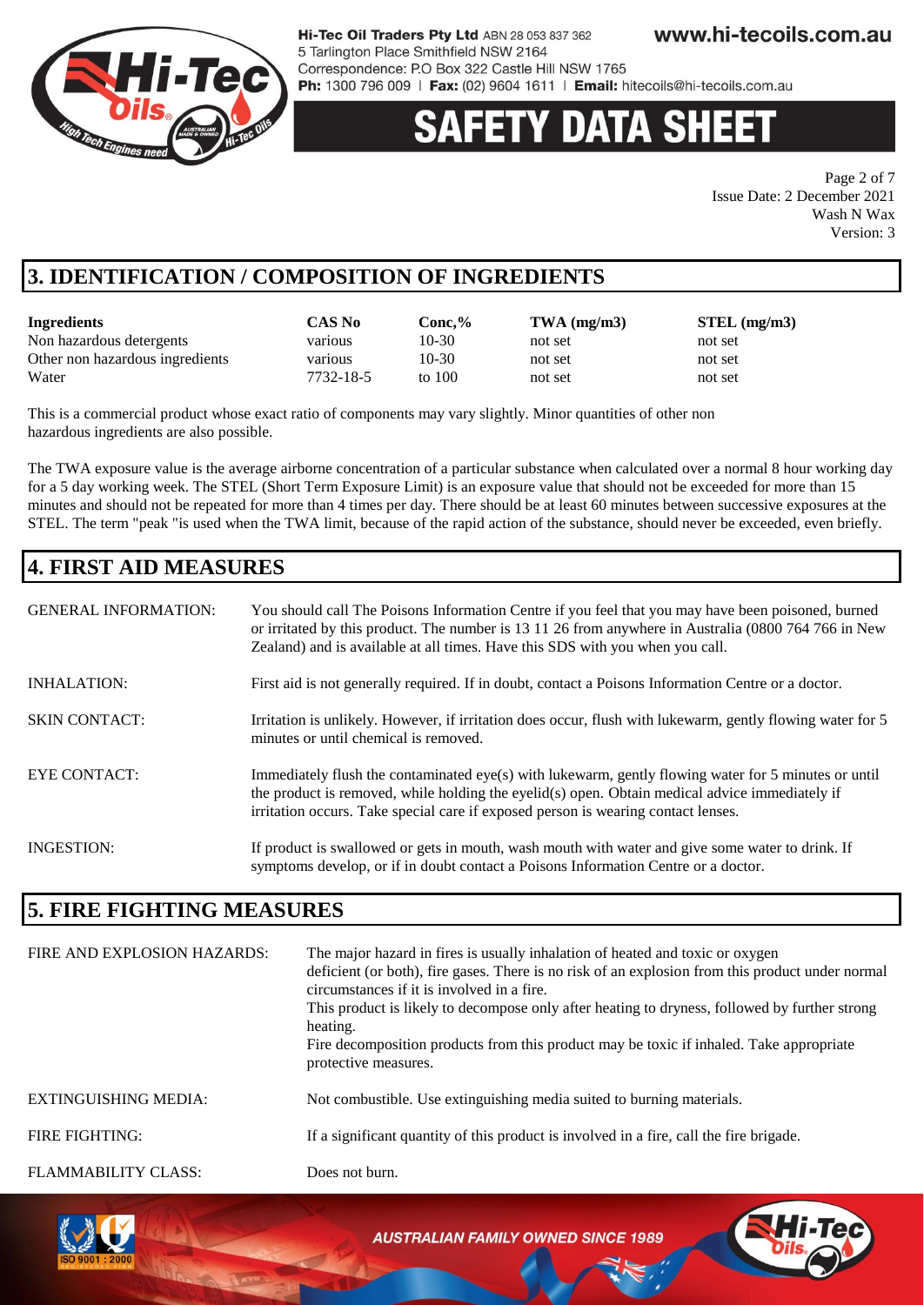## 3. IDENTIFICATION / COMPOSITION OF INGREDIENTS

| Ingredients | CAS No | Conc,% | TWA (mg/m3) | STEL (mg/m3) |
|---|---|---|---|---|
| Non hazardous detergents | various | 10-30 | not set | not set |
| Other non hazardous ingredients | various | 10-30 | not set | not set |
| Water | 7732-18-5 | to 100 | not set | not set |

This is a commercial product whose exact ratio of components may vary slightly. Minor quantities of other non hazardous ingredients are also possible.

The TWA exposure value is the average airborne concentration of a particular substance when calculated over a normal 8 hour working day for a 5 day working week. The STEL (Short Term Exposure Limit) is an exposure value that should not be exceeded for more than 15 minutes and should not be repeated for more than 4 times per day. There should be at least 60 minutes between successive exposures at the STEL. The term "peak "is used when the TWA limit, because of the rapid action of the substance, should never be exceeded, even briefly.

## 4. FIRST AID MEASURES

GENERAL INFORMATION: You should call The Poisons Information Centre if you feel that you may have been poisoned, burned or irritated by this product. The number is 13 11 26 from anywhere in Australia (0800 764 766 in New Zealand) and is available at all times. Have this SDS with you when you call.

INHALATION: First aid is not generally required. If in doubt, contact a Poisons Information Centre or a doctor.

SKIN CONTACT: Irritation is unlikely. However, if irritation does occur, flush with lukewarm, gently flowing water for 5 minutes or until chemical is removed.

EYE CONTACT: Immediately flush the contaminated eye(s) with lukewarm, gently flowing water for 5 minutes or until the product is removed, while holding the eyelid(s) open. Obtain medical advice immediately if irritation occurs. Take special care if exposed person is wearing contact lenses.

INGESTION: If product is swallowed or gets in mouth, wash mouth with water and give some water to drink. If symptoms develop, or if in doubt contact a Poisons Information Centre or a doctor.

## 5. FIRE FIGHTING MEASURES

FIRE AND EXPLOSION HAZARDS: The major hazard in fires is usually inhalation of heated and toxic or oxygen deficient (or both), fire gases. There is no risk of an explosion from this product under normal circumstances if it is involved in a fire.
This product is likely to decompose only after heating to dryness, followed by further strong heating.
Fire decomposition products from this product may be toxic if inhaled. Take appropriate protective measures.

EXTINGUISHING MEDIA: Not combustible. Use extinguishing media suited to burning materials.

FIRE FIGHTING: If a significant quantity of this product is involved in a fire, call the fire brigade.

FLAMMABILITY CLASS: Does not burn.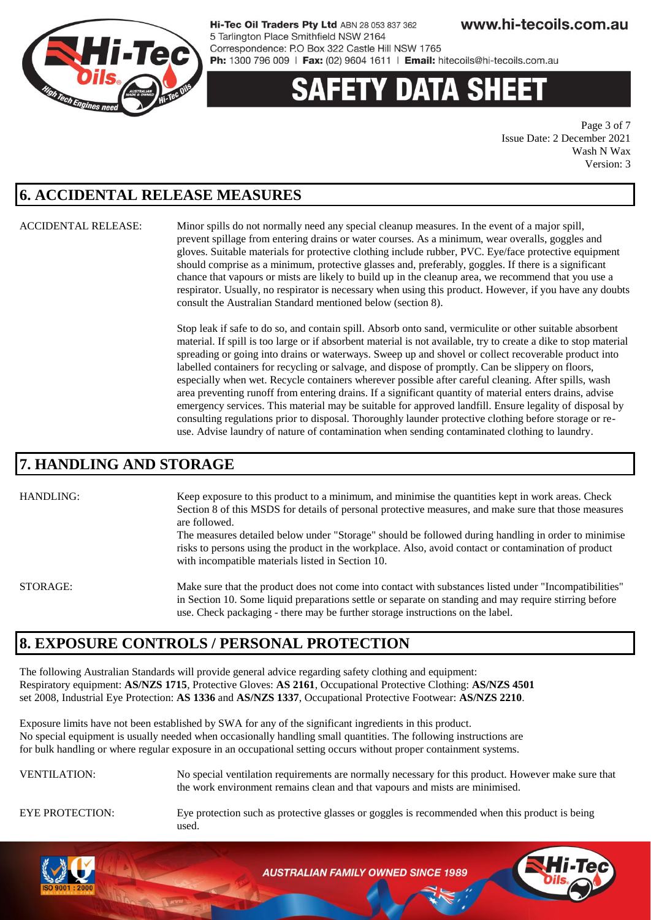## 6. ACCIDENTAL RELEASE MEASURES

ACCIDENTAL RELEASE: Minor spills do not normally need any special cleanup measures. In the event of a major spill, prevent spillage from entering drains or water courses. As a minimum, wear overalls, goggles and gloves. Suitable materials for protective clothing include rubber, PVC. Eye/face protective equipment should comprise as a minimum, protective glasses and, preferably, goggles. If there is a significant chance that vapours or mists are likely to build up in the cleanup area, we recommend that you use a respirator. Usually, no respirator is necessary when using this product. However, if you have any doubts consult the Australian Standard mentioned below (section 8).

Stop leak if safe to do so, and contain spill. Absorb onto sand, vermiculite or other suitable absorbent material. If spill is too large or if absorbent material is not available, try to create a dike to stop material spreading or going into drains or waterways. Sweep up and shovel or collect recoverable product into labelled containers for recycling or salvage, and dispose of promptly. Can be slippery on floors, especially when wet. Recycle containers wherever possible after careful cleaning. After spills, wash area preventing runoff from entering drains. If a significant quantity of material enters drains, advise emergency services. This material may be suitable for approved landfill. Ensure legality of disposal by consulting regulations prior to disposal. Thoroughly launder protective clothing before storage or re-use. Advise laundry of nature of contamination when sending contaminated clothing to laundry.

## 7. HANDLING AND STORAGE

HANDLING: Keep exposure to this product to a minimum, and minimise the quantities kept in work areas. Check Section 8 of this MSDS for details of personal protective measures, and make sure that those measures are followed.
The measures detailed below under "Storage" should be followed during handling in order to minimise risks to persons using the product in the workplace. Also, avoid contact or contamination of product with incompatible materials listed in Section 10.

STORAGE: Make sure that the product does not come into contact with substances listed under "Incompatibilities" in Section 10. Some liquid preparations settle or separate on standing and may require stirring before use. Check packaging - there may be further storage instructions on the label.

## 8. EXPOSURE CONTROLS / PERSONAL PROTECTION

The following Australian Standards will provide general advice regarding safety clothing and equipment:
Respiratory equipment: **AS/NZS 1715**, Protective Gloves: **AS 2161**, Occupational Protective Clothing: **AS/NZS 4501** set 2008, Industrial Eye Protection: **AS 1336** and **AS/NZS 1337**, Occupational Protective Footwear: **AS/NZS 2210**.

Exposure limits have not been established by SWA for any of the significant ingredients in this product.
No special equipment is usually needed when occasionally handling small quantities. The following instructions are for bulk handling or where regular exposure in an occupational setting occurs without proper containment systems.

VENTILATION: No special ventilation requirements are normally necessary for this product. However make sure that the work environment remains clean and that vapours and mists are minimised.

EYE PROTECTION: Eye protection such as protective glasses or goggles is recommended when this product is being used.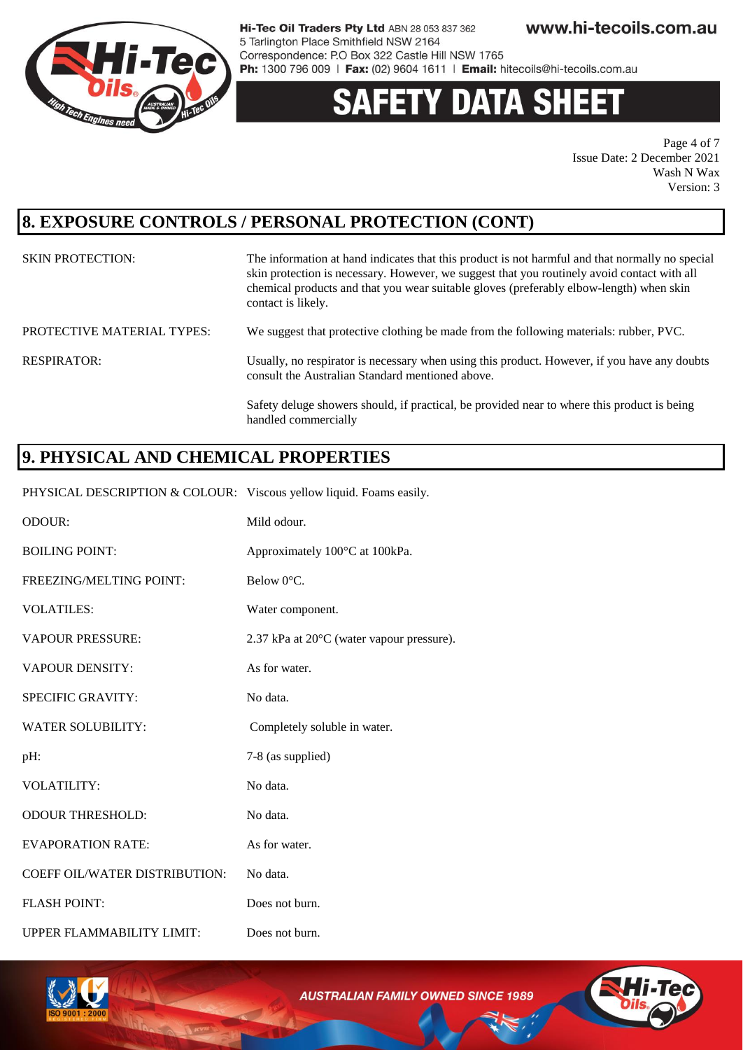## 8. EXPOSURE CONTROLS / PERSONAL PROTECTION (CONT)

| | |
|---|---|
| SKIN PROTECTION: | The information at hand indicates that this product is not harmful and that normally no special skin protection is necessary. However, we suggest that you routinely avoid contact with all chemical products and that you wear suitable gloves (preferably elbow-length) when skin contact is likely. |
| PROTECTIVE MATERIAL TYPES: | We suggest that protective clothing be made from the following materials: rubber, PVC. |
| RESPIRATOR: | Usually, no respirator is necessary when using this product. However, if you have any doubts consult the Australian Standard mentioned above. |

Safety deluge showers should, if practical, be provided near to where this product is being handled commercially

## 9. PHYSICAL AND CHEMICAL PROPERTIES

| | |
|---|---|
| PHYSICAL DESCRIPTION & COLOUR: | Viscous yellow liquid. Foams easily. |
| ODOUR: | Mild odour. |
| BOILING POINT: | Approximately 100°C at 100kPa. |
| FREEZING/MELTING POINT: | Below 0°C. |
| VOLATILES: | Water component. |
| VAPOUR PRESSURE: | 2.37 kPa at 20°C (water vapour pressure). |
| VAPOUR DENSITY: | As for water. |
| SPECIFIC GRAVITY: | No data. |
| WATER SOLUBILITY: | Completely soluble in water. |
| pH: | 7-8 (as supplied) |
| VOLATILITY: | No data. |
| ODOUR THRESHOLD: | No data. |
| EVAPORATION RATE: | As for water. |
| COEFF OIL/WATER DISTRIBUTION: | No data. |
| FLASH POINT: | Does not burn. |
| UPPER FLAMMABILITY LIMIT: | Does not burn. |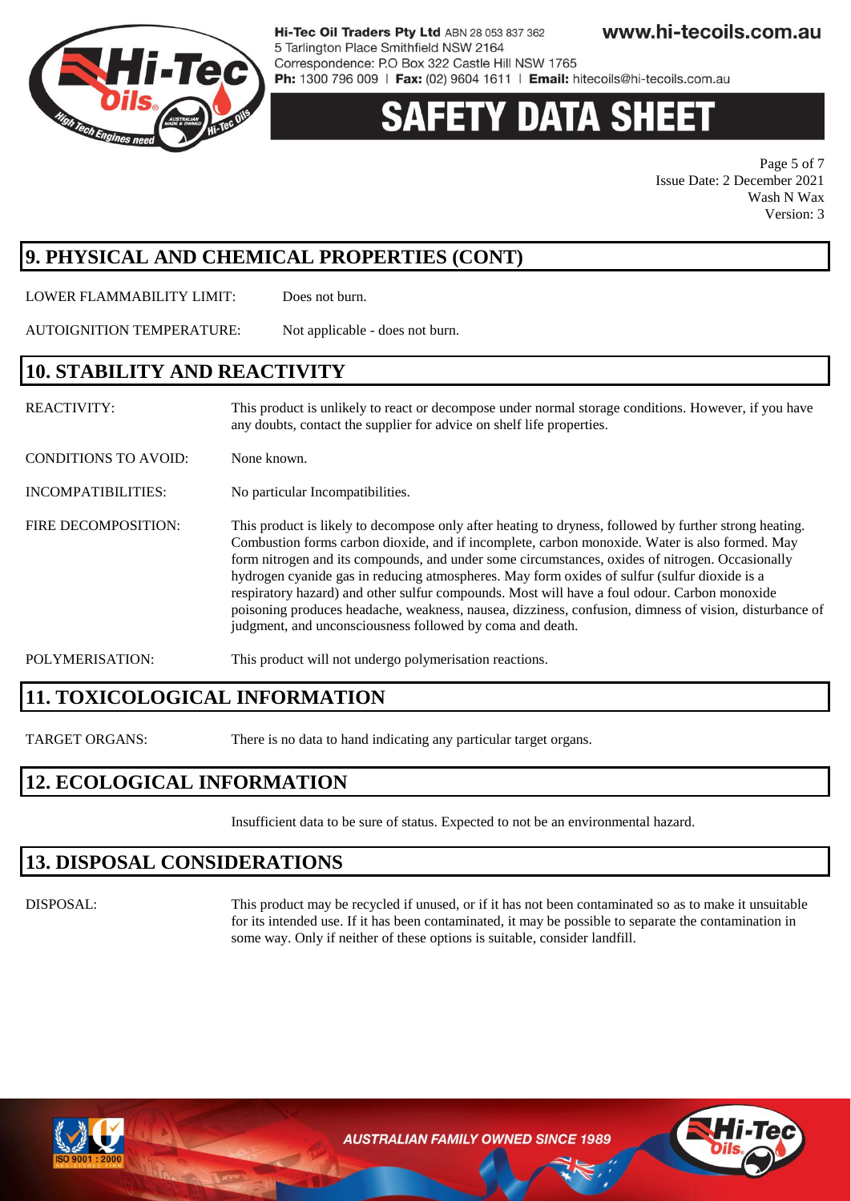## 9. PHYSICAL AND CHEMICAL PROPERTIES (CONT)

LOWER FLAMMABILITY LIMIT: Does not burn.

AUTOIGNITION TEMPERATURE: Not applicable - does not burn.

## 10. STABILITY AND REACTIVITY

REACTIVITY: This product is unlikely to react or decompose under normal storage conditions. However, if you have any doubts, contact the supplier for advice on shelf life properties.

CONDITIONS TO AVOID: None known.

INCOMPATIBILITIES: No particular Incompatibilities.

FIRE DECOMPOSITION: This product is likely to decompose only after heating to dryness, followed by further strong heating. Combustion forms carbon dioxide, and if incomplete, carbon monoxide. Water is also formed. May form nitrogen and its compounds, and under some circumstances, oxides of nitrogen. Occasionally hydrogen cyanide gas in reducing atmospheres. May form oxides of sulfur (sulfur dioxide is a respiratory hazard) and other sulfur compounds. Most will have a foul odour. Carbon monoxide poisoning produces headache, weakness, nausea, dizziness, confusion, dimness of vision, disturbance of judgment, and unconsciousness followed by coma and death.

POLYMERISATION: This product will not undergo polymerisation reactions.

## 11. TOXICOLOGICAL INFORMATION

TARGET ORGANS: There is no data to hand indicating any particular target organs.

## 12. ECOLOGICAL INFORMATION

Insufficient data to be sure of status. Expected to not be an environmental hazard.

## 13. DISPOSAL CONSIDERATIONS

DISPOSAL: This product may be recycled if unused, or if it has not been contaminated so as to make it unsuitable for its intended use. If it has been contaminated, it may be possible to separate the contamination in some way. Only if neither of these options is suitable, consider landfill.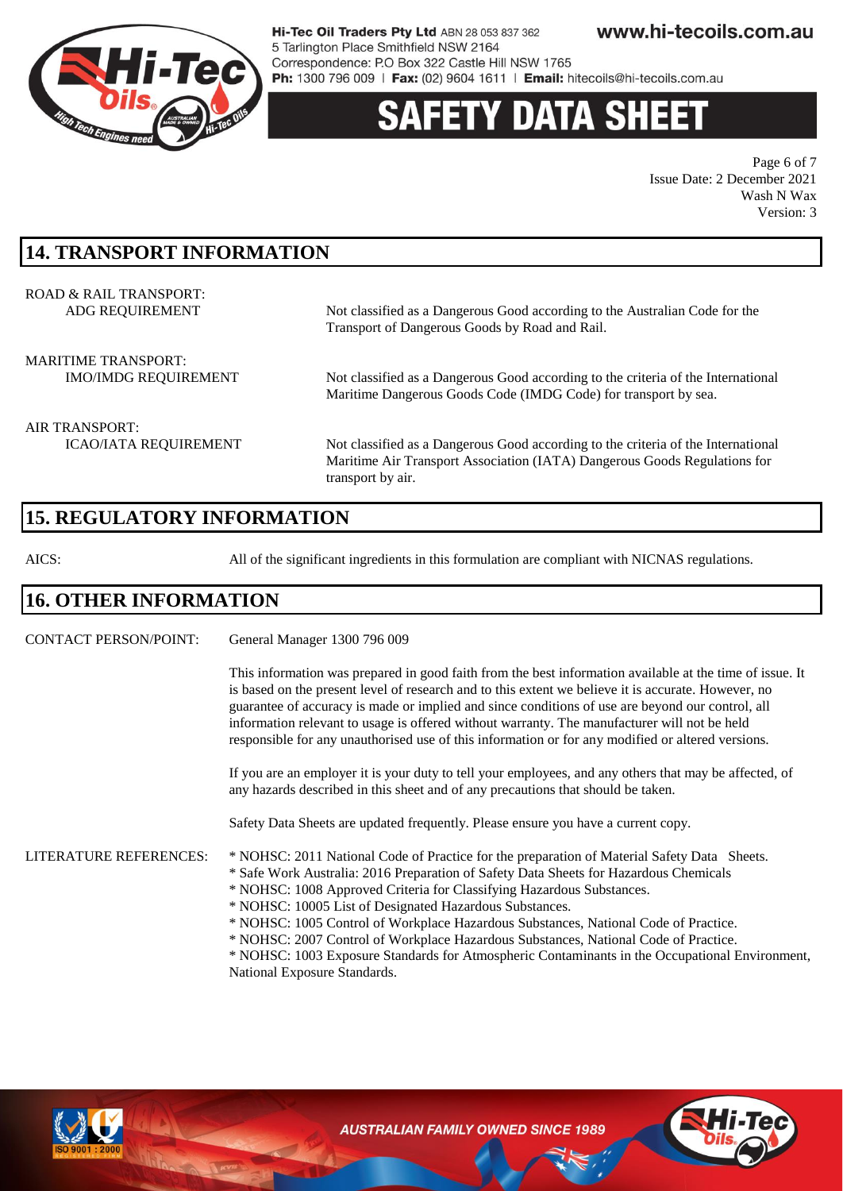## 14. TRANSPORT INFORMATION

ROAD & RAIL TRANSPORT:

| | |
|---|---|
| ADG REQUIREMENT | Not classified as a Dangerous Good according to the Australian Code for the Transport of Dangerous Goods by Road and Rail. |

MARITIME TRANSPORT:

| | |
|---|---|
| IMO/IMDG REQUIREMENT | Not classified as a Dangerous Good according to the criteria of the International Maritime Dangerous Goods Code (IMDG Code) for transport by sea. |

AIR TRANSPORT:

| | |
|---|---|
| ICAO/IATA REQUIREMENT | Not classified as a Dangerous Good according to the criteria of the International Maritime Air Transport Association (IATA) Dangerous Goods Regulations for transport by air. |

## 15. REGULATORY INFORMATION

AICS: All of the significant ingredients in this formulation are compliant with NICNAS regulations.

## 16. OTHER INFORMATION

CONTACT PERSON/POINT: General Manager 1300 796 009

This information was prepared in good faith from the best information available at the time of issue. It is based on the present level of research and to this extent we believe it is accurate. However, no guarantee of accuracy is made or implied and since conditions of use are beyond our control, all information relevant to usage is offered without warranty. The manufacturer will not be held responsible for any unauthorised use of this information or for any modified or altered versions.

If you are an employer it is your duty to tell your employees, and any others that may be affected, of any hazards described in this sheet and of any precautions that should be taken.

Safety Data Sheets are updated frequently. Please ensure you have a current copy.

LITERATURE REFERENCES:

* NOHSC: 2011 National Code of Practice for the preparation of Material Safety Data Sheets.
* Safe Work Australia: 2016 Preparation of Safety Data Sheets for Hazardous Chemicals
* NOHSC: 1008 Approved Criteria for Classifying Hazardous Substances.
* NOHSC: 10005 List of Designated Hazardous Substances.
* NOHSC: 1005 Control of Workplace Hazardous Substances, National Code of Practice.
* NOHSC: 2007 Control of Workplace Hazardous Substances, National Code of Practice.
* NOHSC: 1003 Exposure Standards for Atmospheric Contaminants in the Occupational Environment, National Exposure Standards.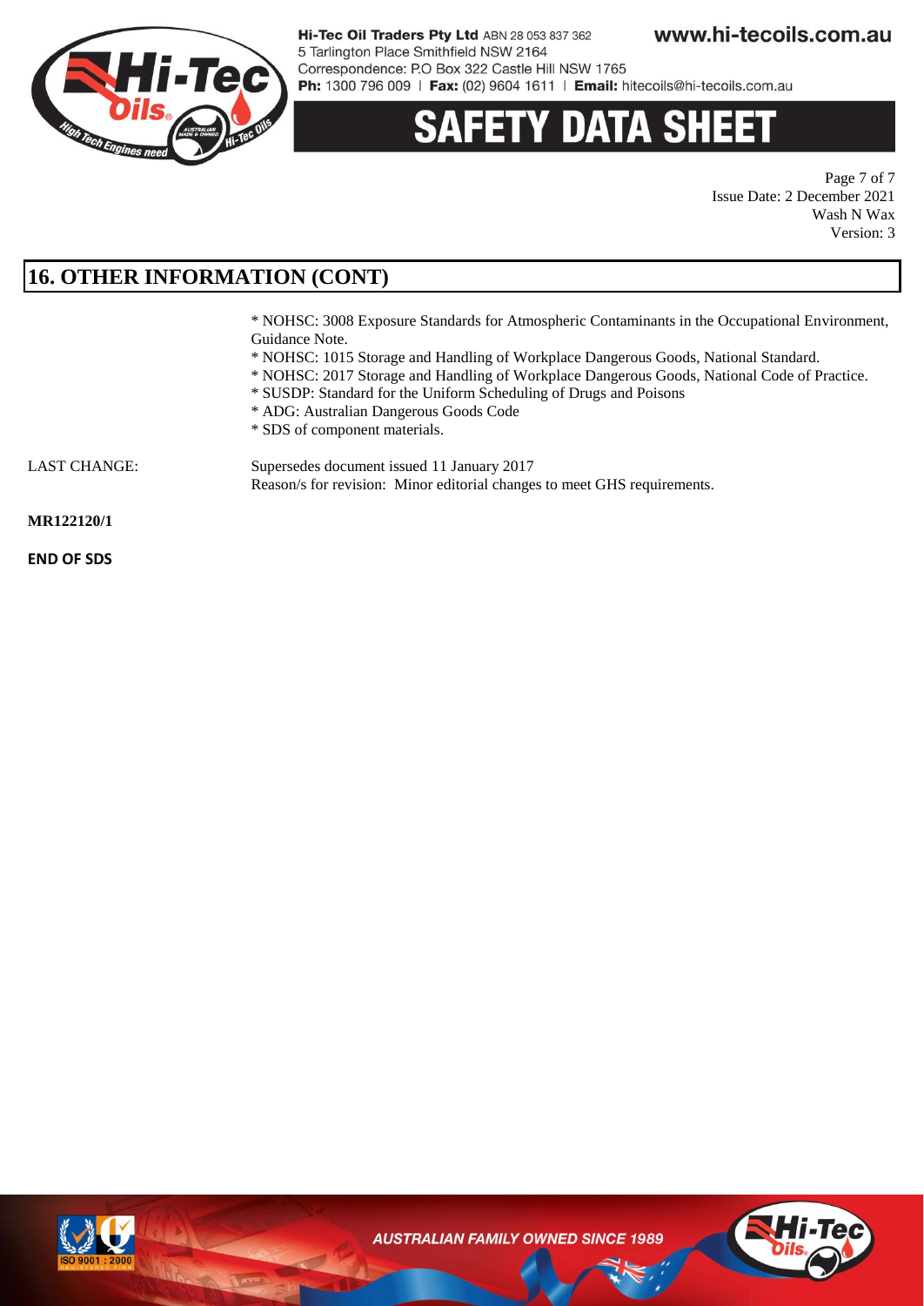## 16. OTHER INFORMATION (CONT)

* NOHSC: 3008 Exposure Standards for Atmospheric Contaminants in the Occupational Environment, Guidance Note.
* NOHSC: 1015 Storage and Handling of Workplace Dangerous Goods, National Standard.
* NOHSC: 2017 Storage and Handling of Workplace Dangerous Goods, National Code of Practice.
* SUSDP: Standard for the Uniform Scheduling of Drugs and Poisons
* ADG: Australian Dangerous Goods Code
* SDS of component materials.

LAST CHANGE: Supersedes document issued 11 January 2017
Reason/s for revision: Minor editorial changes to meet GHS requirements.

**MR122120/1**

**END OF SDS**